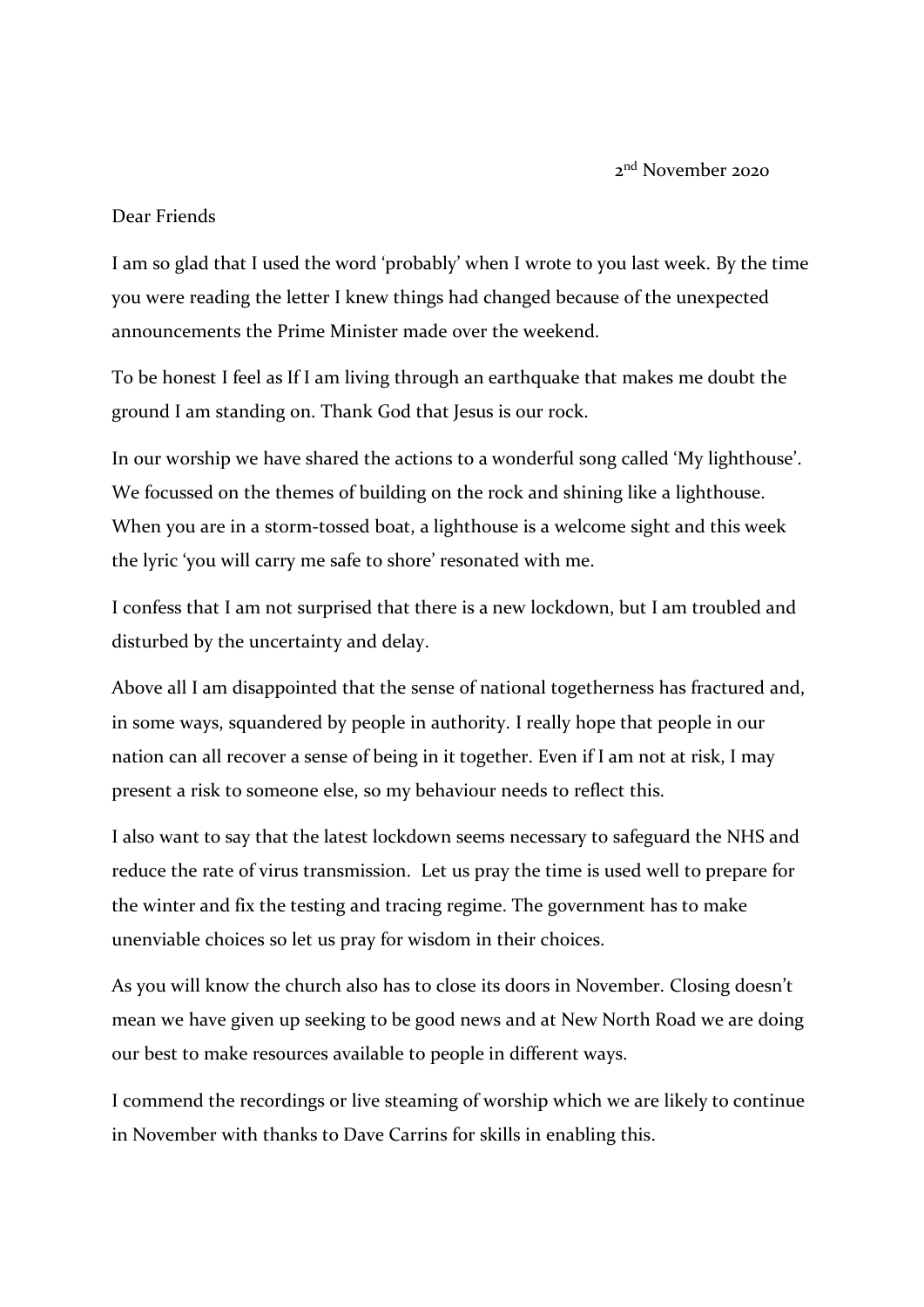2nd November 2020

Dear Friends

I am so glad that I used the word 'probably' when I wrote to you last week. By the time you were reading the letter I knew things had changed because of the unexpected announcements the Prime Minister made over the weekend.

To be honest I feel as If I am living through an earthquake that makes me doubt the ground I am standing on. Thank God that Jesus is our rock.

In our worship we have shared the actions to a wonderful song called 'My lighthouse'. We focussed on the themes of building on the rock and shining like a lighthouse. When you are in a storm-tossed boat, a lighthouse is a welcome sight and this week the lyric 'you will carry me safe to shore' resonated with me.

I confess that I am not surprised that there is a new lockdown, but I am troubled and disturbed by the uncertainty and delay.

Above all I am disappointed that the sense of national togetherness has fractured and, in some ways, squandered by people in authority. I really hope that people in our nation can all recover a sense of being in it together. Even if I am not at risk, I may present a risk to someone else, so my behaviour needs to reflect this.

I also want to say that the latest lockdown seems necessary to safeguard the NHS and reduce the rate of virus transmission. Let us pray the time is used well to prepare for the winter and fix the testing and tracing regime. The government has to make unenviable choices so let us pray for wisdom in their choices.

As you will know the church also has to close its doors in November. Closing doesn't mean we have given up seeking to be good news and at New North Road we are doing our best to make resources available to people in different ways.

I commend the recordings or live steaming of worship which we are likely to continue in November with thanks to Dave Carrins for skills in enabling this.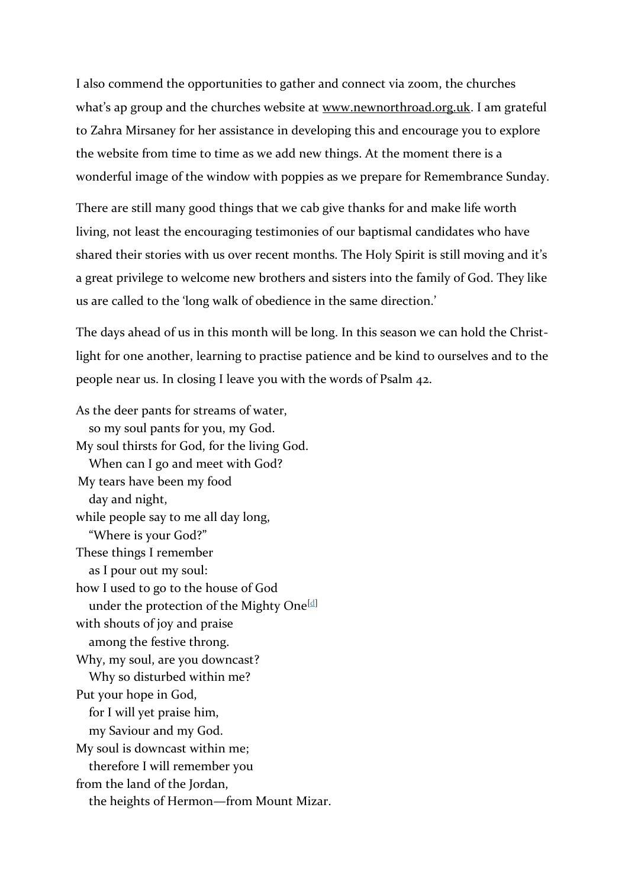I also commend the opportunities to gather and connect via zoom, the churches what's ap group and the churches website at www.newnorthroad.org.uk. I am grateful to Zahra Mirsaney for her assistance in developing this and encourage you to explore the website from time to time as we add new things. At the moment there is a wonderful image of the window with poppies as we prepare for Remembrance Sunday.

There are still many good things that we cab give thanks for and make life worth living, not least the encouraging testimonies of our baptismal candidates who have shared their stories with us over recent months. The Holy Spirit is still moving and it's a great privilege to welcome new brothers and sisters into the family of God. They like us are called to the 'long walk of obedience in the same direction.'

The days ahead of us in this month will be long. In this season we can hold the Christ-light for one another, learning to practise patience and be kind to ourselves and to the people near us. In closing I leave you with the words of Psalm 42.

As the deer pants for streams of water,  
so my soul pants for you, my God.  
My soul thirsts for God, for the living God.  
When can I go and meet with God?  
My tears have been my food  
day and night,  
while people say to me all day long,  
"Where is your God?"  
These things I remember  
as I pour out my soul:  
how I used to go to the house of God  
under the protection of the Mighty One[d]  
with shouts of joy and praise  
among the festive throng.  
Why, my soul, are you downcast?  
Why so disturbed within me?  
Put your hope in God,  
for I will yet praise him,  
my Saviour and my God.  
My soul is downcast within me;  
therefore I will remember you  
from the land of the Jordan,  
the heights of Hermon—from Mount Mizar.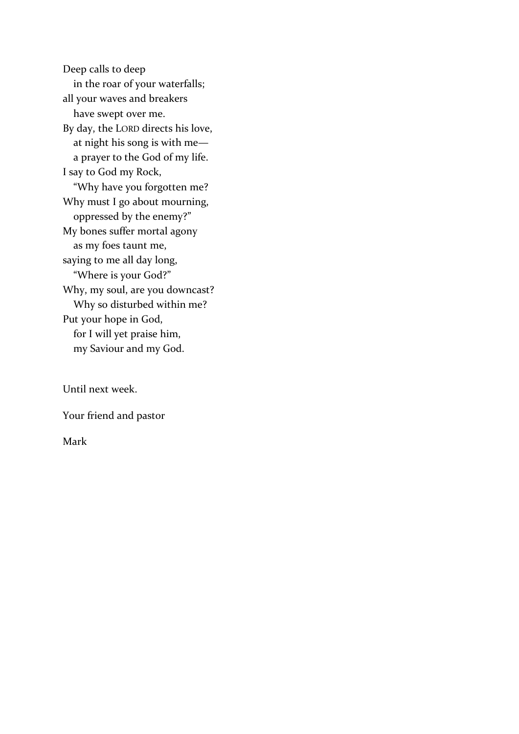Deep calls to deep  
&nbsp;&nbsp;&nbsp;in the roar of your waterfalls;  
all your waves and breakers  
&nbsp;&nbsp;&nbsp;have swept over me.  
By day, the LORD directs his love,  
&nbsp;&nbsp;&nbsp;at night his song is with me—  
&nbsp;&nbsp;&nbsp;a prayer to the God of my life.  
I say to God my Rock,  
&nbsp;&nbsp;&nbsp;“Why have you forgotten me?  
Why must I go about mourning,  
&nbsp;&nbsp;&nbsp;oppressed by the enemy?”  
My bones suffer mortal agony  
&nbsp;&nbsp;&nbsp;as my foes taunt me,  
saying to me all day long,  
&nbsp;&nbsp;&nbsp;“Where is your God?”  
Why, my soul, are you downcast?  
&nbsp;&nbsp;&nbsp;Why so disturbed within me?  
Put your hope in God,  
&nbsp;&nbsp;&nbsp;for I will yet praise him,  
&nbsp;&nbsp;&nbsp;my Saviour and my God.

Until next week.

Your friend and pastor

Mark